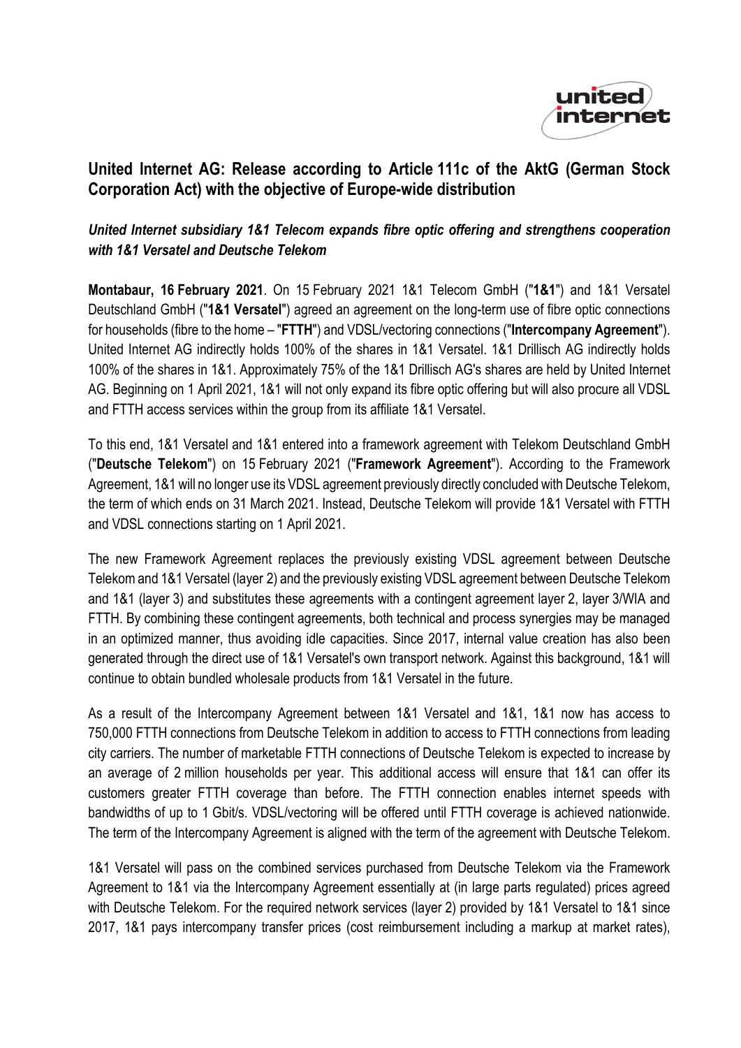# United Internet AG: Release according to Article 111c of the AktG (German Stock Corporation Act) with the objective of Europe-wide distribution

***United Internet subsidiary 1&1 Telecom expands fibre optic offering and strengthens cooperation with 1&1 Versatel and Deutsche Telekom***

**Montabaur, 16 February 2021**. On 15 February 2021 1&1 Telecom GmbH ("**1&1**") and 1&1 Versatel Deutschland GmbH ("**1&1 Versatel**") agreed an agreement on the long-term use of fibre optic connections for households (fibre to the home – "**FTTH**") and VDSL/vectoring connections ("**Intercompany Agreement**"). United Internet AG indirectly holds 100% of the shares in 1&1 Versatel. 1&1 Drillisch AG indirectly holds 100% of the shares in 1&1. Approximately 75% of the 1&1 Drillisch AG's shares are held by United Internet AG. Beginning on 1 April 2021, 1&1 will not only expand its fibre optic offering but will also procure all VDSL and FTTH access services within the group from its affiliate 1&1 Versatel.

To this end, 1&1 Versatel and 1&1 entered into a framework agreement with Telekom Deutschland GmbH ("**Deutsche Telekom**") on 15 February 2021 ("**Framework Agreement**"). According to the Framework Agreement, 1&1 will no longer use its VDSL agreement previously directly concluded with Deutsche Telekom, the term of which ends on 31 March 2021. Instead, Deutsche Telekom will provide 1&1 Versatel with FTTH and VDSL connections starting on 1 April 2021.

The new Framework Agreement replaces the previously existing VDSL agreement between Deutsche Telekom and 1&1 Versatel (layer 2) and the previously existing VDSL agreement between Deutsche Telekom and 1&1 (layer 3) and substitutes these agreements with a contingent agreement layer 2, layer 3/WIA and FTTH. By combining these contingent agreements, both technical and process synergies may be managed in an optimized manner, thus avoiding idle capacities. Since 2017, internal value creation has also been generated through the direct use of 1&1 Versatel's own transport network. Against this background, 1&1 will continue to obtain bundled wholesale products from 1&1 Versatel in the future.

As a result of the Intercompany Agreement between 1&1 Versatel and 1&1, 1&1 now has access to 750,000 FTTH connections from Deutsche Telekom in addition to access to FTTH connections from leading city carriers. The number of marketable FTTH connections of Deutsche Telekom is expected to increase by an average of 2 million households per year. This additional access will ensure that 1&1 can offer its customers greater FTTH coverage than before. The FTTH connection enables internet speeds with bandwidths of up to 1 Gbit/s. VDSL/vectoring will be offered until FTTH coverage is achieved nationwide. The term of the Intercompany Agreement is aligned with the term of the agreement with Deutsche Telekom.

1&1 Versatel will pass on the combined services purchased from Deutsche Telekom via the Framework Agreement to 1&1 via the Intercompany Agreement essentially at (in large parts regulated) prices agreed with Deutsche Telekom. For the required network services (layer 2) provided by 1&1 Versatel to 1&1 since 2017, 1&1 pays intercompany transfer prices (cost reimbursement including a markup at market rates),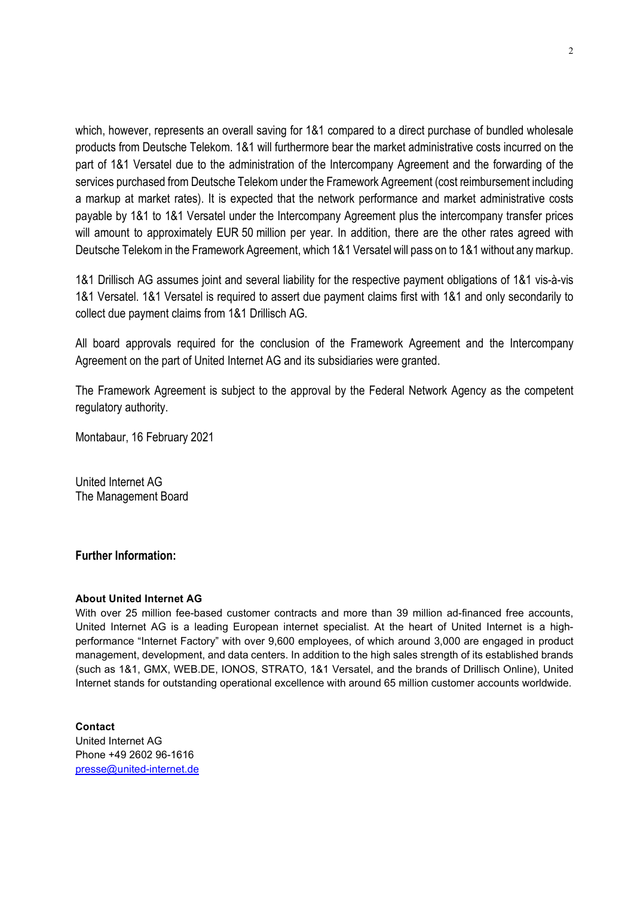which, however, represents an overall saving for 1&1 compared to a direct purchase of bundled wholesale products from Deutsche Telekom. 1&1 will furthermore bear the market administrative costs incurred on the part of 1&1 Versatel due to the administration of the Intercompany Agreement and the forwarding of the services purchased from Deutsche Telekom under the Framework Agreement (cost reimbursement including a markup at market rates). It is expected that the network performance and market administrative costs payable by 1&1 to 1&1 Versatel under the Intercompany Agreement plus the intercompany transfer prices will amount to approximately EUR 50 million per year. In addition, there are the other rates agreed with Deutsche Telekom in the Framework Agreement, which 1&1 Versatel will pass on to 1&1 without any markup.

1&1 Drillisch AG assumes joint and several liability for the respective payment obligations of 1&1 vis-à-vis 1&1 Versatel. 1&1 Versatel is required to assert due payment claims first with 1&1 and only secondarily to collect due payment claims from 1&1 Drillisch AG.

All board approvals required for the conclusion of the Framework Agreement and the Intercompany Agreement on the part of United Internet AG and its subsidiaries were granted.

The Framework Agreement is subject to the approval by the Federal Network Agency as the competent regulatory authority.

Montabaur, 16 February 2021

United Internet AG
The Management Board

## Further Information:

**About United Internet AG**
With over 25 million fee-based customer contracts and more than 39 million ad-financed free accounts, United Internet AG is a leading European internet specialist. At the heart of United Internet is a high-performance "Internet Factory" with over 9,600 employees, of which around 3,000 are engaged in product management, development, and data centers. In addition to the high sales strength of its established brands (such as 1&1, GMX, WEB.DE, IONOS, STRATO, 1&1 Versatel, and the brands of Drillisch Online), United Internet stands for outstanding operational excellence with around 65 million customer accounts worldwide.

**Contact**
United Internet AG
Phone +49 2602 96-1616
presse@united-internet.de